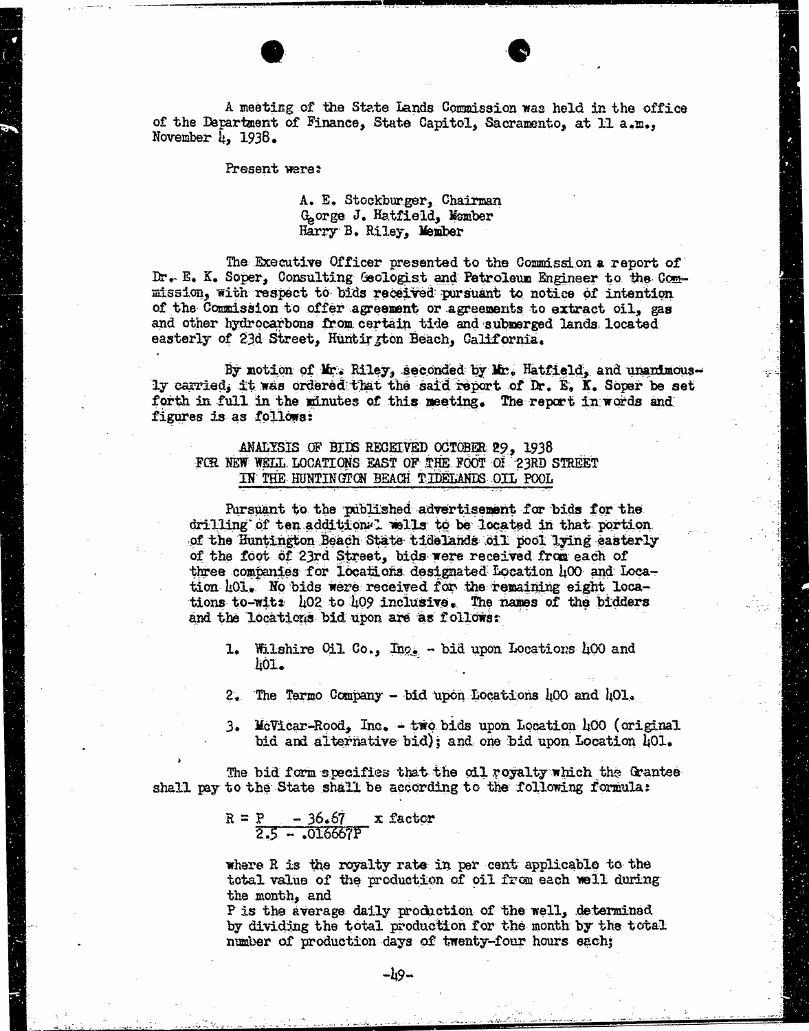A meeting of the State Lands Commission was held in the office of the Department of Finance, State Capitol, Sacramento, at 11 a.m., November 4, 1938.

Present were:

A. E. Stockburger, Chairman
George J. Hatfield, Member
Harry B. Riley, Member

The Executive Officer presented to the Commission a report of Dr. E. K. Soper, Consulting Geologist and Petroleum Engineer to the Commission, with respect to bids received pursuant to notice of intention of the Commission to offer agreement or agreements to extract oil, gas and other hydrocarbons from certain tide and submerged lands located easterly of 23d Street, Huntington Beach, California.

By motion of Mr. Riley, seconded by Mr. Hatfield, and unanimously carried, it was ordered that the said report of Dr. E. K. Soper be set forth in full in the minutes of this meeting. The report in words and figures is as follows:

ANALYSIS OF BIDS RECEIVED OCTOBER 29, 1938
FOR NEW WELL LOCATIONS EAST OF THE FOOT OF 23RD STREET
IN THE HUNTINGTON BEACH TIDELANDS OIL POOL

Pursuant to the published advertisement for bids for the drilling of ten additional wells to be located in that portion of the Huntington Beach State tidelands oil pool lying easterly of the foot of 23rd Street, bids were received from each of three companies for locations designated Location 400 and Location 401. No bids were received for the remaining eight locations to-wit: 402 to 409 inclusive. The names of the bidders and the locations bid upon are as follows:

1. Wilshire Oil Co., Inc. - bid upon Locations 400 and 401.
2. The Termo Company - bid upon Locations 400 and 401.
3. McVicar-Rood, Inc. - two bids upon Location 400 (original bid and alternative bid); and one bid upon Location 401.

The bid form specifies that the oil royalty which the Grantee shall pay to the State shall be according to the following formula:

$$R = \frac{P - 36.67}{2.5 - .016667P} \times \text{factor}$$

where R is the royalty rate in per cent applicable to the total value of the production of oil from each well during the month, and
P is the average daily production of the well, determined by dividing the total production for the month by the total number of production days of twenty-four hours each;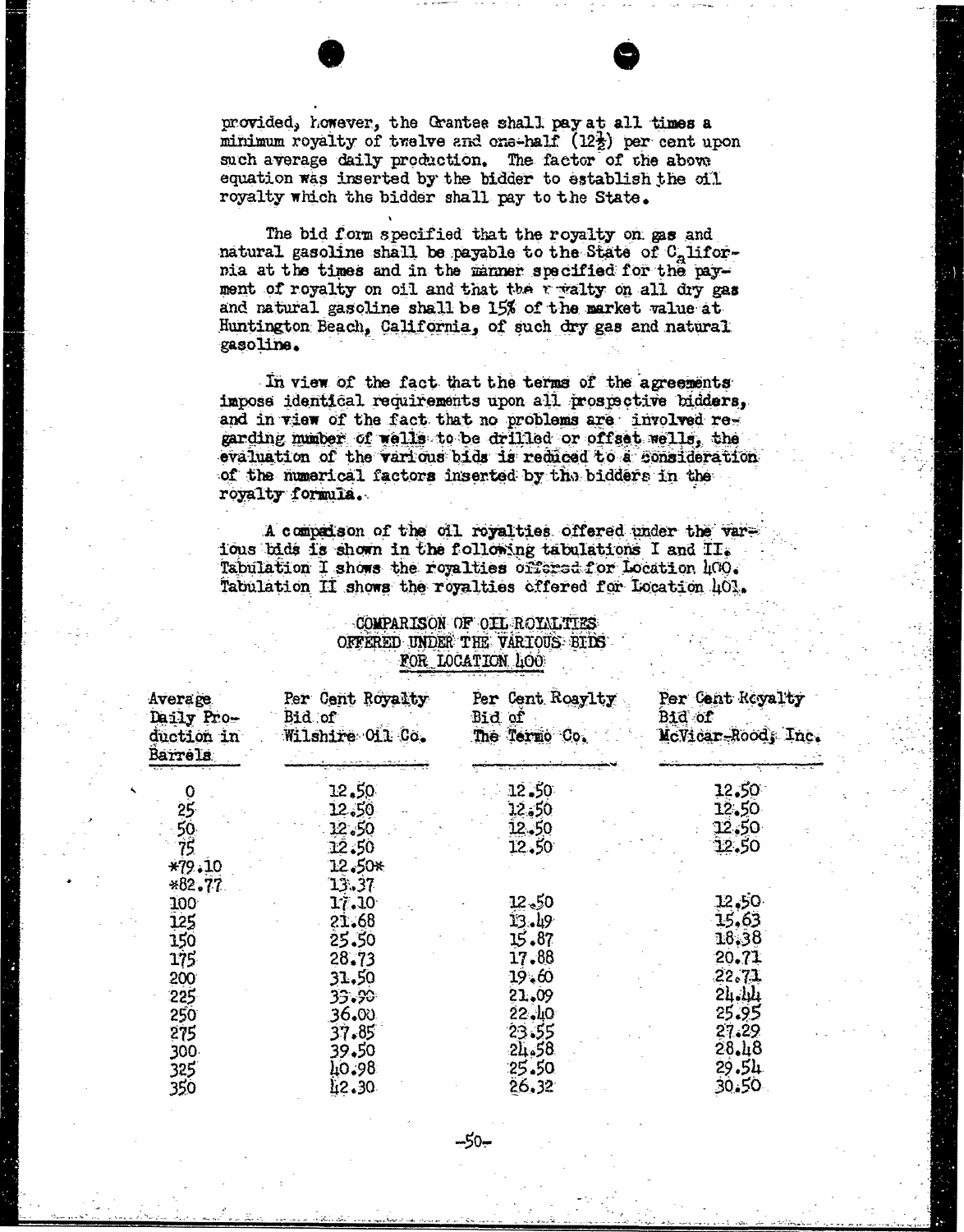provided, however, the Grantee shall pay at all times a minimum royalty of twelve and one-half ($12\frac{1}{2}$) per cent upon such average daily production. The factor of the above equation was inserted by the bidder to establish the oil royalty which the bidder shall pay to the State.

The bid form specified that the royalty on gas and natural gasoline shall be payable to the State of California at the times and in the manner specified for the payment of royalty on oil and that the royalty on all dry gas and natural gasoline shall be 15% of the market value at Huntington Beach, California, of such dry gas and natural gasoline.

In view of the fact that the terms of the agreements impose identical requirements upon all prospective bidders, and in view of the fact that no problems are involved regarding number of wells to be drilled or offset wells, the evaluation of the various bids is reduced to a consideration of the numerical factors inserted by the bidders in the royalty formula.

A comparison of the oil royalties offered under the various bids is shown in the following tabulations I and II. Tabulation I shows the royalties offered for Location 400. Tabulation II shows the royalties offered for Location 401.

COMPARISON OF OIL ROYALTIES
OFFERED UNDER THE VARIOUS BIDS
FOR LOCATION 400

| Average Daily Production in Barrels | Per Cent Royalty Bid of Wilshire Oil Co. | Per Cent Roaylty Bid of The Termo Co. | Per Cent Royalty Bid of McVicar-Rood, Inc. |
|---|---|---|---|
| 0 | 12.50 | 12.50 | 12.50 |
| 25 | 12.50 | 12.50 | 12.50 |
| 50 | 12.50 | 12.50 | 12.50 |
| 75 | 12.50 | 12.50 | 12.50 |
| *79.10 | 12.50* | | |
| *82.77 | 13.37 | | |
| 100 | 17.10 | 12.50 | 12.50 |
| 125 | 21.68 | 13.49 | 15.63 |
| 150 | 25.50 | 15.87 | 18.38 |
| 175 | 28.73 | 17.88 | 20.71 |
| 200 | 31.50 | 19.60 | 22.71 |
| 225 | 33.90 | 21.09 | 24.44 |
| 250 | 36.00 | 22.40 | 25.95 |
| 275 | 37.85 | 23.55 | 27.29 |
| 300 | 39.50 | 24.58 | 28.48 |
| 325 | 40.98 | 25.50 | 29.54 |
| 350 | 42.30 | 26.32 | 30.50 |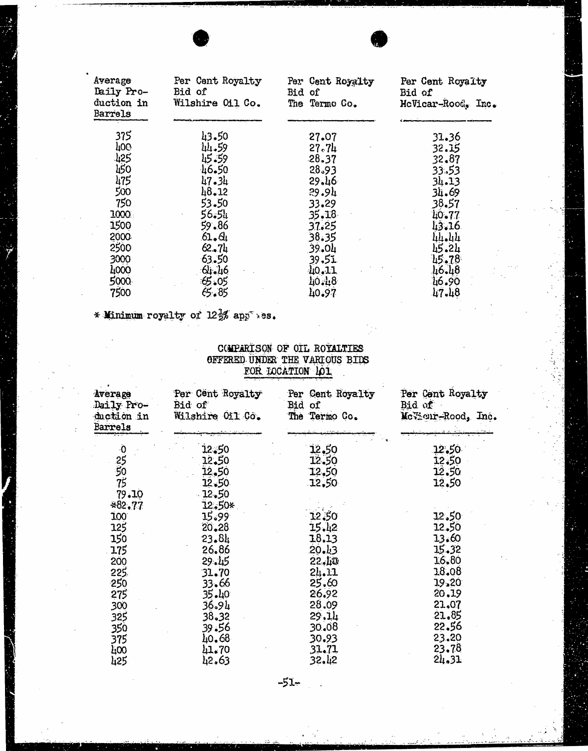| Average Daily Production in Barrels | Per Cent Royalty Bid of Wilshire Oil Co. | Per Cent Royalty Bid of The Termo Co. | Per Cent Royalty Bid of McVicar-Rood, Inc. |
|---|---|---|---|
| 375 | 43.50 | 27.07 | 31.36 |
| 400 | 44.59 | 27.74 | 32.15 |
| 425 | 45.59 | 28.37 | 32.87 |
| 450 | 46.50 | 28.93 | 33.53 |
| 475 | 47.34 | 29.46 | 34.13 |
| 500 | 48.12 | 29.94 | 34.69 |
| 750 | 53.50 | 33.29 | 38.57 |
| 1000 | 56.54 | 35.18 | 40.77 |
| 1500 | 59.86 | 37.25 | 43.16 |
| 2000 | 61.64 | 38.35 | 44.44 |
| 2500 | 62.74 | 39.04 | 45.24 |
| 3000 | 63.50 | 39.51 | 45.78 |
| 4000 | 64.46 | 40.11 | 46.48 |
| 5000 | 65.05 | 40.48 | 46.90 |
| 7500 | 65.85 | 40.97 | 47.48 |

* Minimum royalty of 12½% applies.

COMPARISON OF OIL ROYALTIES
OFFERED UNDER THE VARIOUS BIDS
FOR LOCATION 101

| Average Daily Production in Barrels | Per Cent Royalty Bid of Wilshire Oil Co. | Per Cent Royalty Bid of The Termo Co. | Per Cent Royalty Bid of McVicar-Rood, Inc. |
|---|---|---|---|
| 0 | 12.50 | 12.50 | 12.50 |
| 25 | 12.50 | 12.50 | 12.50 |
| 50 | 12.50 | 12.50 | 12.50 |
| 75 | 12.50 | 12.50 | 12.50 |
| 79.10 | 12.50 | | |
| *82.77 | 12.50* | | |
| 100 | 15.99 | 12.50 | 12.50 |
| 125 | 20.28 | 15.42 | 12.50 |
| 150 | 23.84 | 18.13 | 13.60 |
| 175 | 26.86 | 20.43 | 15.32 |
| 200 | 29.45 | 22.40 | 16.80 |
| 225 | 31.70 | 24.11 | 18.08 |
| 250 | 33.66 | 25.60 | 19.20 |
| 275 | 35.40 | 26.92 | 20.19 |
| 300 | 36.94 | 28.09 | 21.07 |
| 325 | 38.32 | 29.14 | 21.85 |
| 350 | 39.56 | 30.08 | 22.56 |
| 375 | 40.68 | 30.93 | 23.20 |
| 400 | 41.70 | 31.71 | 23.78 |
| 425 | 42.63 | 32.42 | 24.31 |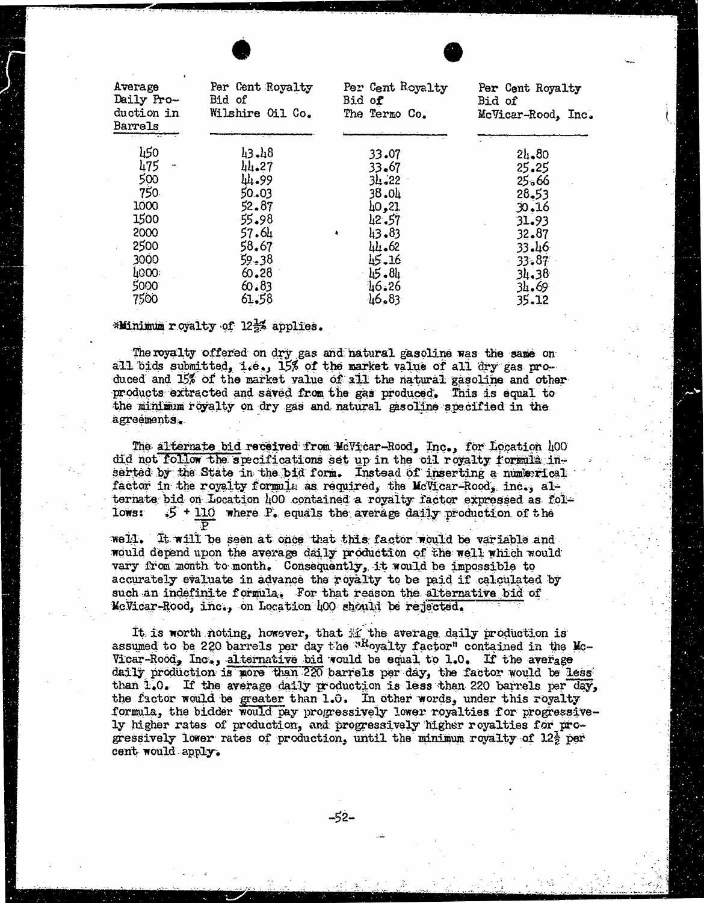| Average Daily Production in Barrels | Per Cent Royalty Bid of Wilshire Oil Co. | Per Cent Royalty Bid of The Termo Co. | Per Cent Royalty Bid of McVicar-Rood, Inc. |
|---|---|---|---|
| 450 | 43.48 | 33.07 | 24.80 |
| 475 | 44.27 | 33.67 | 25.25 |
| 500 | 44.99 | 34.22 | 25.66 |
| 750 | 50.03 | 38.04 | 28.53 |
| 1000 | 52.87 | 40.21 | 30.16 |
| 1500 | 55.98 | 42.57 | 31.93 |
| 2000 | 57.64 | 43.83 | 32.87 |
| 2500 | 58.67 | 44.62 | 33.46 |
| 3000 | 59.38 | 45.16 | 33.87 |
| 4000 | 60.28 | 45.84 | 34.38 |
| 5000 | 60.83 | 46.26 | 34.69 |
| 7500 | 61.58 | 46.83 | 35.12 |

*Minimum royalty of 12½% applies.

The royalty offered on dry gas and natural gasoline was the same on all bids submitted, i.e., 15% of the market value of all dry gas produced and 15% of the market value of all the natural gasoline and other products extracted and saved from the gas produced. This is equal to the minimum royalty on dry gas and natural gasoline specified in the agreements.

The alternate bid received from McVicar-Rood, Inc., for Location 400 did not follow the specifications set up in the oil royalty formula inserted by the State in the bid form. Instead of inserting a numerical factor in the royalty formula as required, the McVicar-Rood, inc., alternate bid on Location 400 contained a royalty factor expressed as follows: $.5 + \frac{110}{P}$ where P. equals the average daily production of the well. It will be seen at once that this factor would be variable and would depend upon the average daily production of the well which would vary from month to month. Consequently, it would be impossible to accurately evaluate in advance the royalty to be paid if calculated by such an indefinite formula. For that reason the alternative bid of McVicar-Rood, inc., on Location 400 should be rejected.

It is worth noting, however, that if the average daily production is assumed to be 220 barrels per day the "Royalty factor" contained in the McVicar-Rood, Inc., alternative bid would be equal to 1.0. If the average daily production is more than 220 barrels per day, the factor would be less than 1.0. If the average daily production is less than 220 barrels per day, the factor would be greater than 1.0. In other words, under this royalty formula, the bidder would pay progressively lower royalties for progressively higher rates of production, and progressively higher royalties for progressively lower rates of production, until the minimum royalty of 12½ per cent would apply.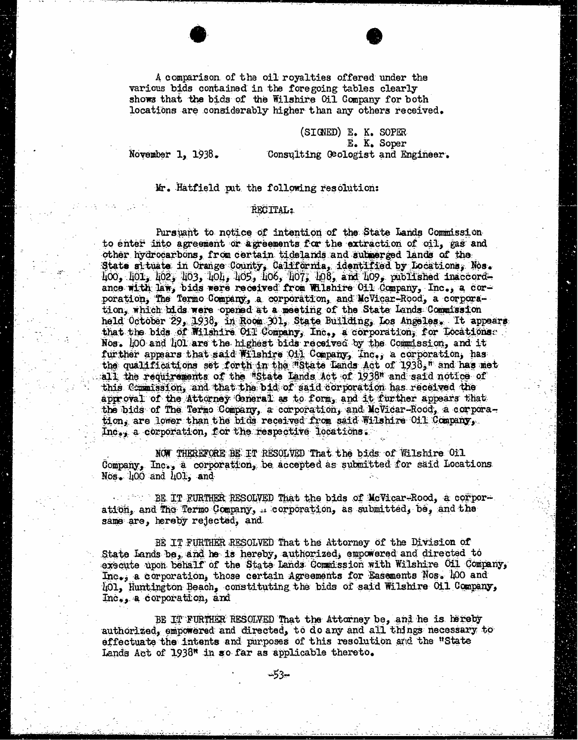A comparison of the oil royalties offered under the various bids contained in the foregoing tables clearly shows that the bids of the Wilshire Oil Company for both locations are considerably higher than any others received.

(SIGNED) E. K. SOPER
E. K. Soper
Consulting Geologist and Engineer.

November 1, 1938.

Mr. Hatfield put the following resolution:

RECITAL:

Pursuant to notice of intention of the State Lands Commission to enter into agreement or agreements for the extraction of oil, gas and other hydrocarbons, from certain tidelands and submerged lands of the State situate in Orange County, California, identified by Locations, Nos. 400, 401, 402, 403, 404, 405, 406, 407, 408, and 409, published inaccordance with law, bids were received from Wilshire Oil Company, Inc., a corporation, The Termo Company, a corporation, and McVicar-Rood, a corporation, which bids were opened at a meeting of the State Lands Commission held October 29, 1938, in Room 301, State Building, Los Angeles. It appears that the bids of Wilshire Oil Company, Inc., a corporation, for Locations Nos. 400 and 401 are the highest bids received by the Commission, and it further appears that said Wilshire Oil Company, Inc., a corporation, has the qualifications set forth in the "State Lands Act of 1938," and has met all the requirements of the "State Lands Act of 1938" and said notice of this Commission, and that the bid of said corporation has received the approval of the Attorney General as to form, and it further appears that the bids of The Termo Company, a corporation, and McVicar-Rood, a corporation, are lower than the bids received from said Wilshire Oil Company, Inc., a corporation, for the respective locations.

NOW THEREFORE BE IT RESOLVED That the bids of Wilshire Oil Company, Inc., a corporation, be accepted as submitted for said Locations Nos. 400 and 401, and

BE IT FURTHER RESOLVED That the bids of McVicar-Rood, a corporation, and The Termo Company, a corporation, as submitted, be, and the same are, hereby rejected, and

BE IT FURTHER RESOLVED That the Attorney of the Division of State Lands be, and he is hereby, authorized, empowered and directed to execute upon behalf of the State Lands Commission with Wilshire Oil Company, Inc., a corporation, those certain Agreements for Easements Nos. 400 and 401, Huntington Beach, constituting the bids of said Wilshire Oil Company, Inc., a corporation, and

BE IT FURTHER RESOLVED That the Attorney be, and he is hereby authorized, empowered and directed, to do any and all things necessary to effectuate the intents and purposes of this resolution and the "State Lands Act of 1938" in so far as applicable thereto.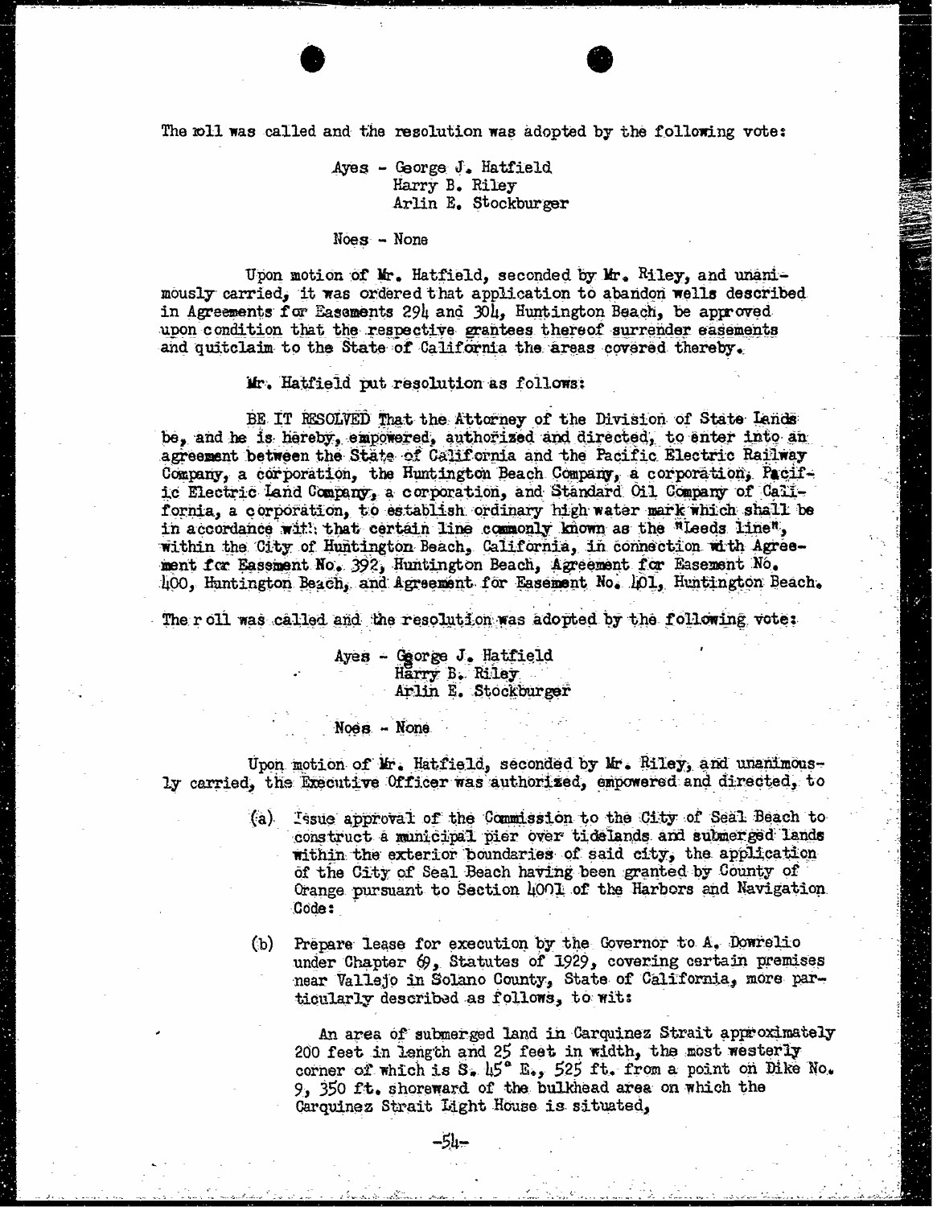The roll was called and the resolution was adopted by the following vote:

Ayes - George J. Hatfield
Harry B. Riley
Arlin E. Stockburger

Noes - None

Upon motion of Mr. Hatfield, seconded by Mr. Riley, and unanimously carried, it was ordered that application to abandon wells described in Agreements for Easements 294 and 304, Huntington Beach, be approved upon condition that the respective grantees thereof surrender easements and quitclaim to the State of California the areas covered thereby.

Mr. Hatfield put resolution as follows:

BE IT RESOLVED That the Attorney of the Division of State Lands be, and he is hereby, empowered, authorized and directed, to enter into an agreement between the State of California and the Pacific Electric Railway Company, a corporation, the Huntington Beach Company, a corporation, Pacific Electric Land Company, a corporation, and Standard Oil Company of California, a corporation, to establish ordinary high water mark which shall be in accordance with that certain line commonly known as the "Leeds line", within the City of Huntington Beach, California, in connection with Agreement for Easement No. 392, Huntington Beach, Agreement for Easement No. 400, Huntington Beach, and Agreement for Easement No. 401, Huntington Beach.

The roll was called and the resolution was adopted by the following vote:

Ayes - George J. Hatfield
Harry B. Riley
Arlin E. Stockburger

Noes - None

Upon motion of Mr. Hatfield, seconded by Mr. Riley, and unanimously carried, the Executive Officer was authorized, empowered and directed, to

(a) Issue approval of the Commission to the City of Seal Beach to construct a municipal pier over tidelands and submerged lands within the exterior boundaries of said city, the application of the City of Seal Beach having been granted by County of Orange pursuant to Section 4001 of the Harbors and Navigation Code:

(b) Prepare lease for execution by the Governor to A. Dowrelio under Chapter 69, Statutes of 1929, covering certain premises near Vallejo in Solano County, State of California, more particularly described as follows, to wit:

An area of submerged land in Carquinez Strait approximately 200 feet in length and 25 feet in width, the most westerly corner of which is S. 45° E., 525 ft. from a point on Dike No. 9, 350 ft. shoreward of the bulkhead area on which the Carquinez Strait Light House is situated,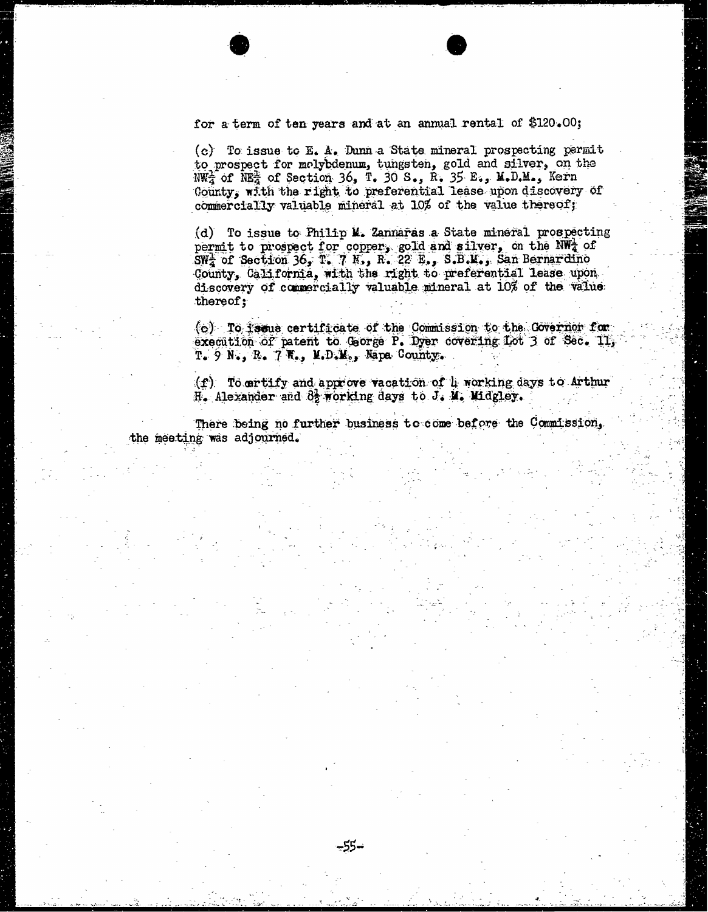for a term of ten years and at an annual rental of $120.00;

(c) To issue to E. A. Dunn a State mineral prospecting permit to prospect for molybdenum, tungsten, gold and silver, on the NW$\frac{1}{4}$ of NE$\frac{1}{4}$ of Section 36, T. 30 S., R. 35 E., M.D.M., Kern County, with the right to preferential lease upon discovery of commercially valuable mineral at 10% of the value thereof;

(d) To issue to Philip M. Zannaras a State mineral prospecting permit to prospect for copper, gold and silver, on the NW$\frac{1}{4}$ of SW$\frac{1}{4}$ of Section 36, T. 7 N., R. 22 E., S.B.M., San Bernardino County, California, with the right to preferential lease upon discovery of commercially valuable mineral at 10% of the value thereof;

(e) To issue certificate of the Commission to the Governor for execution of patent to George P. Dyer covering Lot 3 of Sec. 11, T. 9 N., R. 7 W., M.D.M., Napa County.

(f) To certify and approve vacation of 4 working days to Arthur H. Alexander and 8$\frac{1}{2}$ working days to J. M. Midgley.

There being no further business to come before the Commission, the meeting was adjourned.